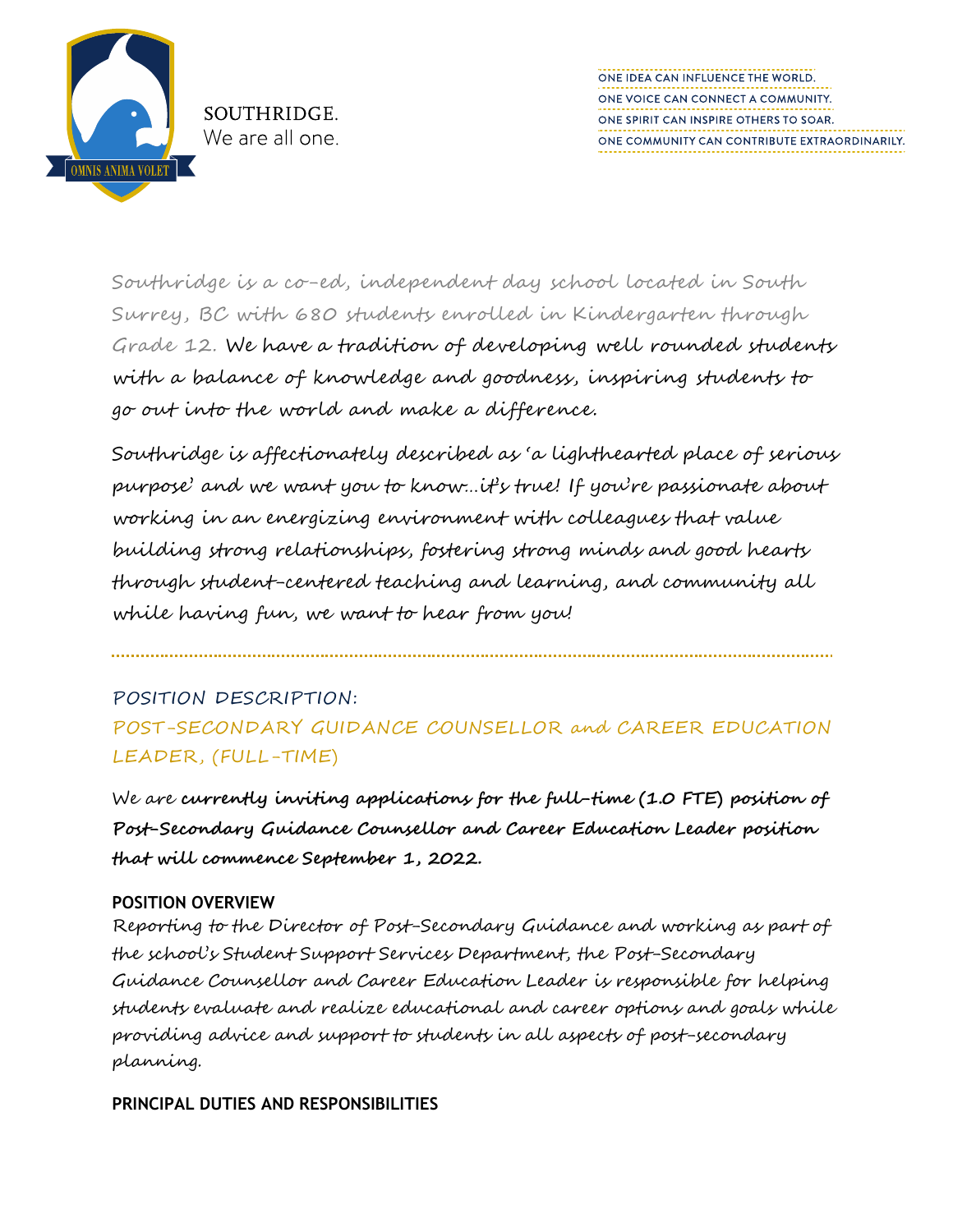SOUTHRIDGE.
We are all one.

OMNIS ANIMA VOLET

ONE IDEA CAN INFLUENCE THE WORLD.
ONE VOICE CAN CONNECT A COMMUNITY.
ONE SPIRIT CAN INSPIRE OTHERS TO SOAR.
ONE COMMUNITY CAN CONTRIBUTE EXTRAORDINARILY.

Southridge is a co-ed, independent day school located in South Surrey, BC with 680 students enrolled in Kindergarten through Grade 12. We have a tradition of developing well rounded students with a balance of knowledge and goodness, inspiring students to go out into the world and make a difference.

Southridge is affectionately described as 'a lighthearted place of serious purpose' and we want you to know…it's true! If you're passionate about working in an energizing environment with colleagues that value building strong relationships, fostering strong minds and good hearts through student-centered teaching and learning, and community all while having fun, we want to hear from you!

---

## POSITION DESCRIPTION:

## POST-SECONDARY GUIDANCE COUNSELLOR and CAREER EDUCATION LEADER, (FULL-TIME)

We are **currently inviting applications for the full-time (1.0 FTE) position of Post-Secondary Guidance Counsellor and Career Education Leader position that will commence September 1, 2022.**

### POSITION OVERVIEW

Reporting to the Director of Post-Secondary Guidance and working as part of the school's Student Support Services Department, the Post-Secondary Guidance Counsellor and Career Education Leader is responsible for helping students evaluate and realize educational and career options and goals while providing advice and support to students in all aspects of post-secondary planning.

### PRINCIPAL DUTIES AND RESPONSIBILITIES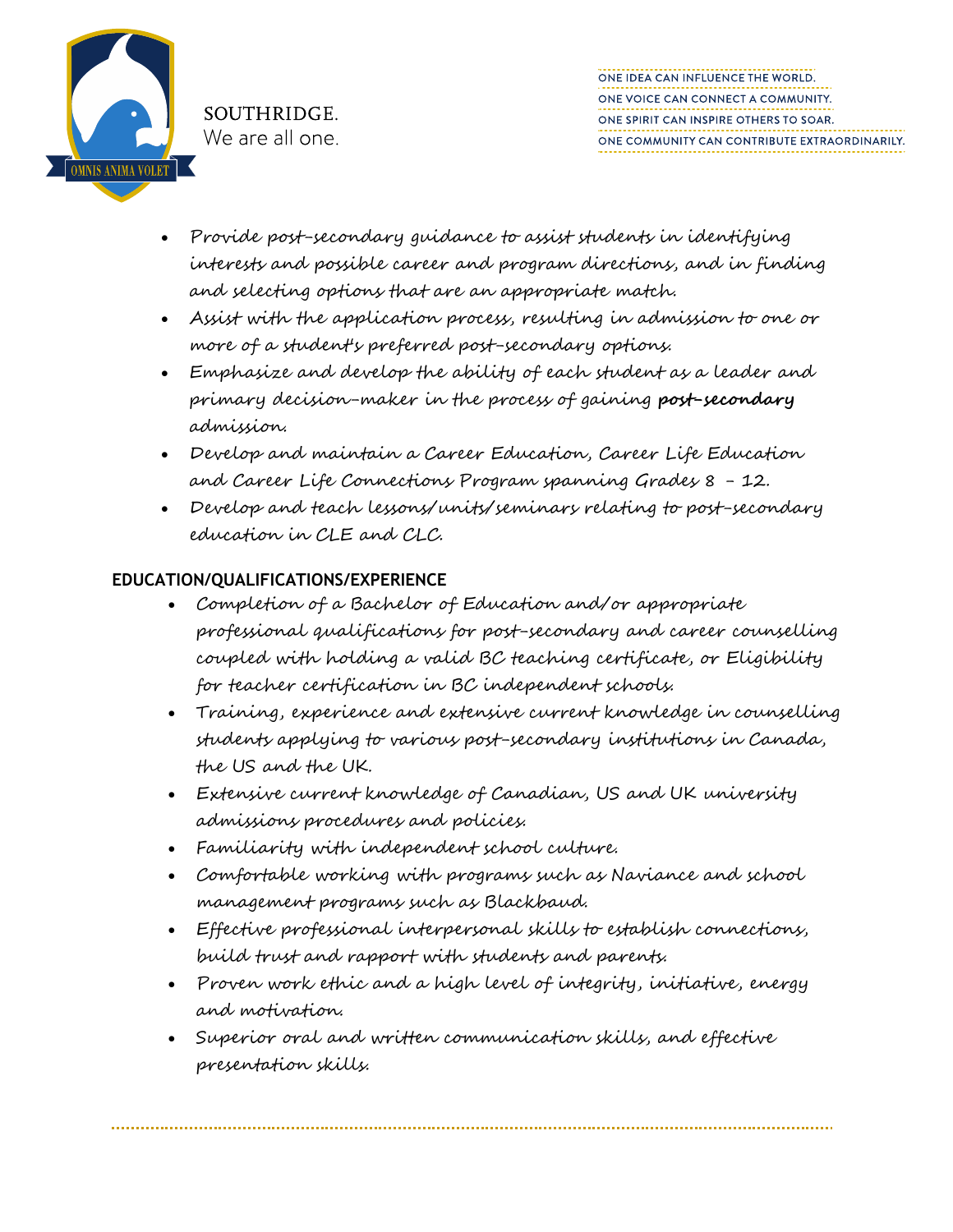- Provide post-secondary guidance to assist students in identifying interests and possible career and program directions, and in finding and selecting options that are an appropriate match.
- Assist with the application process, resulting in admission to one or more of a student's preferred post-secondary options.
- Emphasize and develop the ability of each student as a leader and primary decision-maker in the process of gaining **post-secondary** admission.
- Develop and maintain a Career Education, Career Life Education and Career Life Connections Program spanning Grades 8 – 12.
- Develop and teach lessons/units/seminars relating to post-secondary education in CLE and CLC.

## EDUCATION/QUALIFICATIONS/EXPERIENCE

- Completion of a Bachelor of Education and/or appropriate professional qualifications for post-secondary and career counselling coupled with holding a valid BC teaching certificate, or Eligibility for teacher certification in BC independent schools.
- Training, experience and extensive current knowledge in counselling students applying to various post-secondary institutions in Canada, the US and the UK.
- Extensive current knowledge of Canadian, US and UK university admissions procedures and policies.
- Familiarity with independent school culture.
- Comfortable working with programs such as Naviance and school management programs such as Blackbaud.
- Effective professional interpersonal skills to establish connections, build trust and rapport with students and parents.
- Proven work ethic and a high level of integrity, initiative, energy and motivation.
- Superior oral and written communication skills, and effective presentation skills.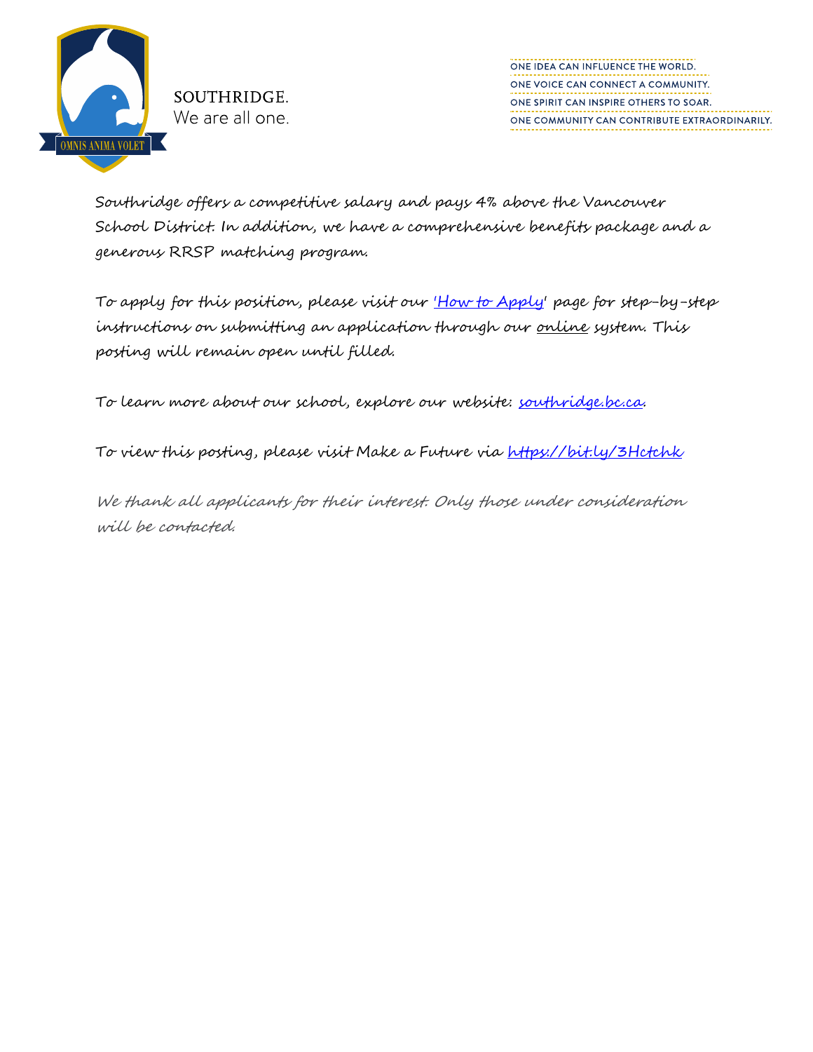SOUTHRIDGE.
We are all one.

ONE IDEA CAN INFLUENCE THE WORLD.
ONE VOICE CAN CONNECT A COMMUNITY.
ONE SPIRIT CAN INSPIRE OTHERS TO SOAR.
ONE COMMUNITY CAN CONTRIBUTE EXTRAORDINARILY.

Southridge offers a competitive salary and pays 4% above the Vancouver School District. In addition, we have a comprehensive benefits package and a generous RRSP matching program.

To apply for this position, please visit our '[How to Apply](https://southridge.bc.ca)' page for step-by-step instructions on submitting an application through our online system. This posting will remain open until filled.

To learn more about our school, explore our website: [southridge.bc.ca](https://southridge.bc.ca).

To view this posting, please visit Make a Future via [https://bit.ly/3Hctchk](https://bit.ly/3Hctchk)

*We thank all applicants for their interest. Only those under consideration will be contacted.*